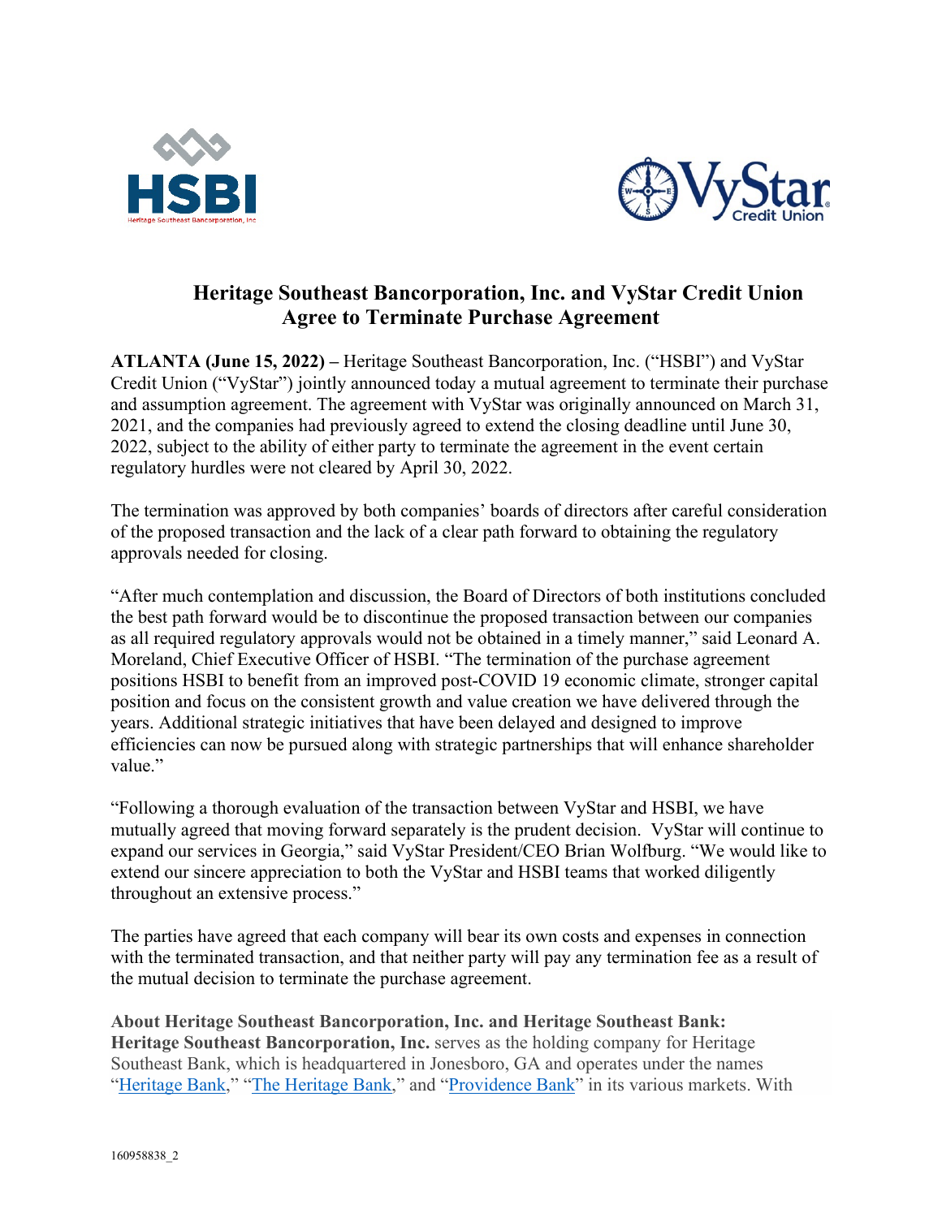# Heritage Southeast Bancorporation, Inc. and VyStar Credit Union Agree to Terminate Purchase Agreement

**ATLANTA (June 15, 2022) –** Heritage Southeast Bancorporation, Inc. ("HSBI") and VyStar Credit Union ("VyStar") jointly announced today a mutual agreement to terminate their purchase and assumption agreement. The agreement with VyStar was originally announced on March 31, 2021, and the companies had previously agreed to extend the closing deadline until June 30, 2022, subject to the ability of either party to terminate the agreement in the event certain regulatory hurdles were not cleared by April 30, 2022.

The termination was approved by both companies' boards of directors after careful consideration of the proposed transaction and the lack of a clear path forward to obtaining the regulatory approvals needed for closing.

"After much contemplation and discussion, the Board of Directors of both institutions concluded the best path forward would be to discontinue the proposed transaction between our companies as all required regulatory approvals would not be obtained in a timely manner," said Leonard A. Moreland, Chief Executive Officer of HSBI. "The termination of the purchase agreement positions HSBI to benefit from an improved post-COVID 19 economic climate, stronger capital position and focus on the consistent growth and value creation we have delivered through the years. Additional strategic initiatives that have been delayed and designed to improve efficiencies can now be pursued along with strategic partnerships that will enhance shareholder value."

"Following a thorough evaluation of the transaction between VyStar and HSBI, we have mutually agreed that moving forward separately is the prudent decision. VyStar will continue to expand our services in Georgia," said VyStar President/CEO Brian Wolfburg. "We would like to extend our sincere appreciation to both the VyStar and HSBI teams that worked diligently throughout an extensive process."

The parties have agreed that each company will bear its own costs and expenses in connection with the terminated transaction, and that neither party will pay any termination fee as a result of the mutual decision to terminate the purchase agreement.

**About Heritage Southeast Bancorporation, Inc. and Heritage Southeast Bank:**
**Heritage Southeast Bancorporation, Inc.** serves as the holding company for Heritage Southeast Bank, which is headquartered in Jonesboro, GA and operates under the names "Heritage Bank," "The Heritage Bank," and "Providence Bank" in its various markets. With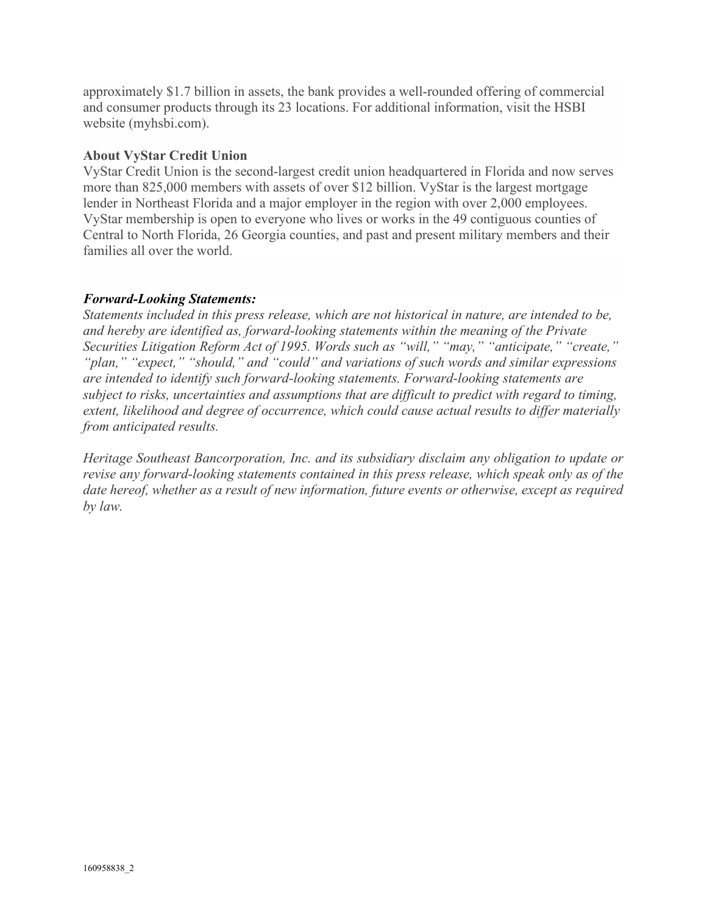approximately $1.7 billion in assets, the bank provides a well-rounded offering of commercial and consumer products through its 23 locations. For additional information, visit the HSBI website (myhsbi.com).

**About VyStar Credit Union**

VyStar Credit Union is the second-largest credit union headquartered in Florida and now serves more than 825,000 members with assets of over $12 billion. VyStar is the largest mortgage lender in Northeast Florida and a major employer in the region with over 2,000 employees. VyStar membership is open to everyone who lives or works in the 49 contiguous counties of Central to North Florida, 26 Georgia counties, and past and present military members and their families all over the world.

***Forward-Looking Statements:***

*Statements included in this press release, which are not historical in nature, are intended to be, and hereby are identified as, forward-looking statements within the meaning of the Private Securities Litigation Reform Act of 1995. Words such as "will," "may," "anticipate," "create," "plan," "expect," "should," and "could" and variations of such words and similar expressions are intended to identify such forward-looking statements. Forward-looking statements are subject to risks, uncertainties and assumptions that are difficult to predict with regard to timing, extent, likelihood and degree of occurrence, which could cause actual results to differ materially from anticipated results.*

*Heritage Southeast Bancorporation, Inc. and its subsidiary disclaim any obligation to update or revise any forward-looking statements contained in this press release, which speak only as of the date hereof, whether as a result of new information, future events or otherwise, except as required by law.*

160958838_2